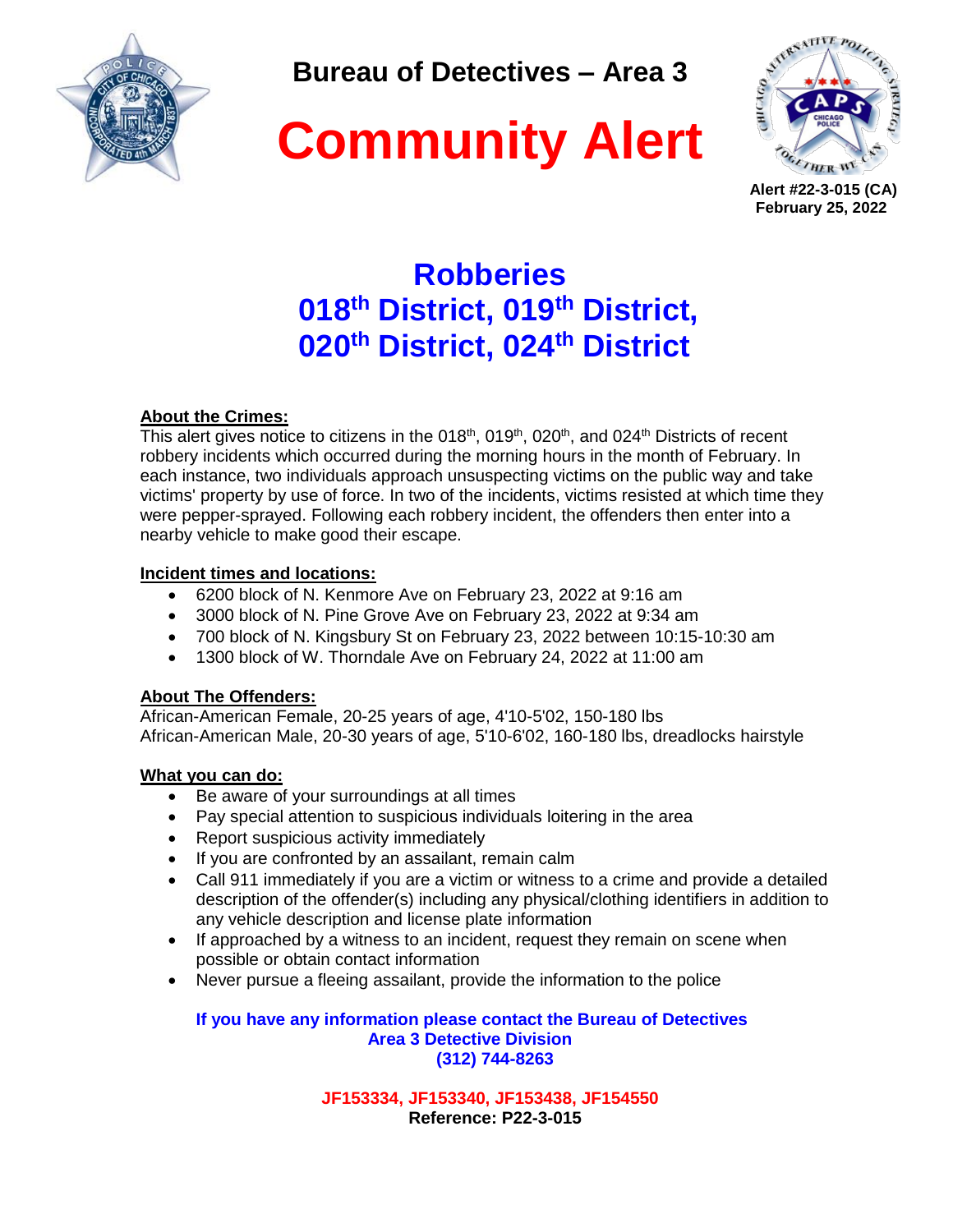# Bureau of Detectives – Area 3

# Community Alert

**Alert #22-3-015 (CA)**
**February 25, 2022**

## Robberies
## 018th District, 019th District, 020th District, 024th District

**About the Crimes:**

This alert gives notice to citizens in the 018th, 019th, 020th, and 024th Districts of recent robbery incidents which occurred during the morning hours in the month of February. In each instance, two individuals approach unsuspecting victims on the public way and take victims' property by use of force. In two of the incidents, victims resisted at which time they were pepper-sprayed. Following each robbery incident, the offenders then enter into a nearby vehicle to make good their escape.

**Incident times and locations:**

- 6200 block of N. Kenmore Ave on February 23, 2022 at 9:16 am
- 3000 block of N. Pine Grove Ave on February 23, 2022 at 9:34 am
- 700 block of N. Kingsbury St on February 23, 2022 between 10:15-10:30 am
- 1300 block of W. Thorndale Ave on February 24, 2022 at 11:00 am

**About The Offenders:**

African-American Female, 20-25 years of age, 4'10-5'02, 150-180 lbs
African-American Male, 20-30 years of age, 5'10-6'02, 160-180 lbs, dreadlocks hairstyle

**What you can do:**

- Be aware of your surroundings at all times
- Pay special attention to suspicious individuals loitering in the area
- Report suspicious activity immediately
- If you are confronted by an assailant, remain calm
- Call 911 immediately if you are a victim or witness to a crime and provide a detailed description of the offender(s) including any physical/clothing identifiers in addition to any vehicle description and license plate information
- If approached by a witness to an incident, request they remain on scene when possible or obtain contact information
- Never pursue a fleeing assailant, provide the information to the police

**If you have any information please contact the Bureau of Detectives**
**Area 3 Detective Division**
**(312) 744-8263**

**JF153334, JF153340, JF153438, JF154550**
**Reference: P22-3-015**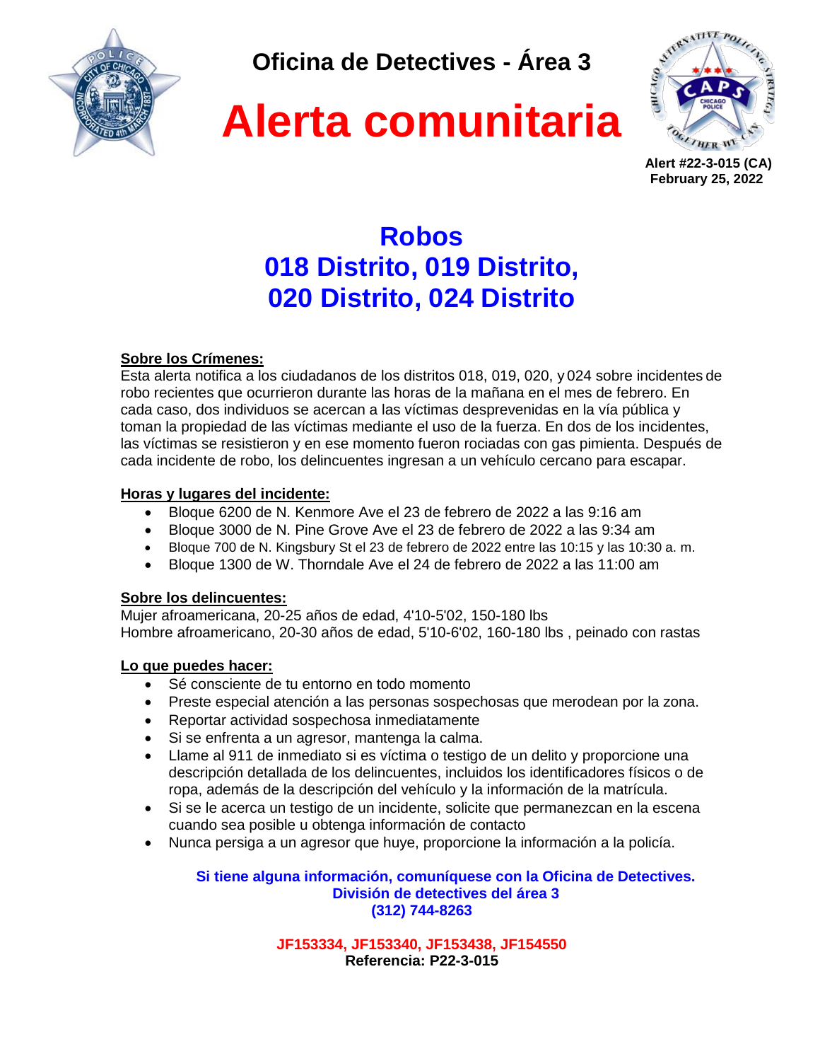# Oficina de Detectives - Área 3

# Alerta comunitaria

**Alert #22-3-015 (CA)**
**February 25, 2022**

## Robos
## 018 Distrito, 019 Distrito, 020 Distrito, 024 Distrito

**Sobre los Crímenes:**
Esta alerta notifica a los ciudadanos de los distritos 018, 019, 020, y 024 sobre incidentes de robo recientes que ocurrieron durante las horas de la mañana en el mes de febrero. En cada caso, dos individuos se acercan a las víctimas desprevenidas en la vía pública y toman la propiedad de las víctimas mediante el uso de la fuerza. En dos de los incidentes, las víctimas se resistieron y en ese momento fueron rociadas con gas pimienta. Después de cada incidente de robo, los delincuentes ingresan a un vehículo cercano para escapar.

**Horas y lugares del incidente:**

- Bloque 6200 de N. Kenmore Ave el 23 de febrero de 2022 a las 9:16 am
- Bloque 3000 de N. Pine Grove Ave el 23 de febrero de 2022 a las 9:34 am
- Bloque 700 de N. Kingsbury St el 23 de febrero de 2022 entre las 10:15 y las 10:30 a. m.
- Bloque 1300 de W. Thorndale Ave el 24 de febrero de 2022 a las 11:00 am

**Sobre los delincuentes:**
Mujer afroamericana, 20-25 años de edad, 4'10-5'02, 150-180 lbs
Hombre afroamericano, 20-30 años de edad, 5'10-6'02, 160-180 lbs , peinado con rastas

**Lo que puedes hacer:**

- Sé consciente de tu entorno en todo momento
- Preste especial atención a las personas sospechosas que merodean por la zona.
- Reportar actividad sospechosa inmediatamente
- Si se enfrenta a un agresor, mantenga la calma.
- Llame al 911 de inmediato si es víctima o testigo de un delito y proporcione una descripción detallada de los delincuentes, incluidos los identificadores físicos o de ropa, además de la descripción del vehículo y la información de la matrícula.
- Si se le acerca un testigo de un incidente, solicite que permanezcan en la escena cuando sea posible u obtenga información de contacto
- Nunca persiga a un agresor que huye, proporcione la información a la policía.

**Si tiene alguna información, comuníquese con la Oficina de Detectives.**
**División de detectives del área 3**
**(312) 744-8263**

**JF153334, JF153340, JF153438, JF154550**
**Referencia: P22-3-015**